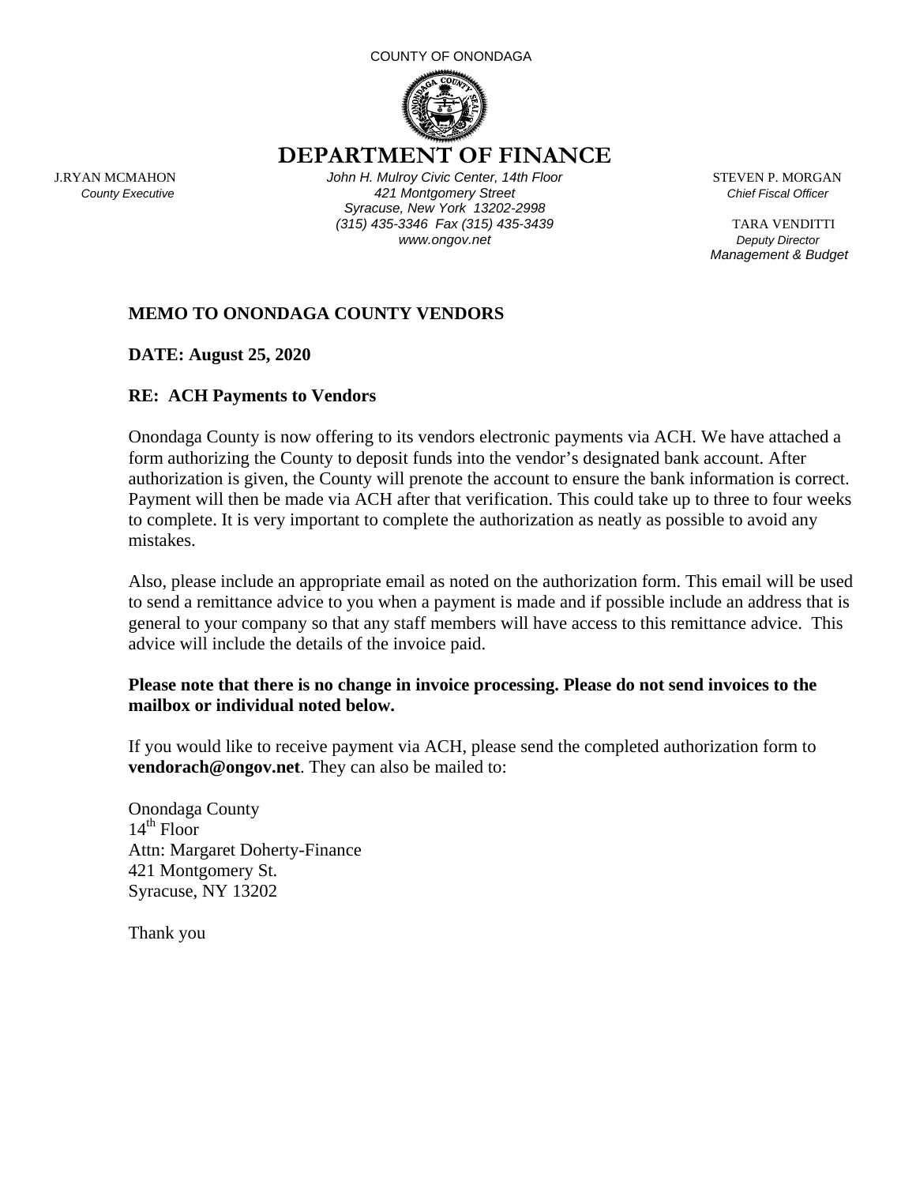COUNTY OF ONONDAGA

# DEPARTMENT OF FINANCE

J.RYAN MCMAHON
*County Executive*

*John H. Mulroy Civic Center, 14th Floor*
*421 Montgomery Street*
*Syracuse, New York 13202-2998*
*(315) 435-3346 Fax (315) 435-3439*
*www.ongov.net*

STEVEN P. MORGAN
*Chief Fiscal Officer*

TARA VENDITTI
*Deputy Director*
*Management & Budget*

**MEMO TO ONONDAGA COUNTY VENDORS**

**DATE: August 25, 2020**

**RE: ACH Payments to Vendors**

Onondaga County is now offering to its vendors electronic payments via ACH. We have attached a form authorizing the County to deposit funds into the vendor's designated bank account. After authorization is given, the County will prenote the account to ensure the bank information is correct. Payment will then be made via ACH after that verification. This could take up to three to four weeks to complete. It is very important to complete the authorization as neatly as possible to avoid any mistakes.

Also, please include an appropriate email as noted on the authorization form. This email will be used to send a remittance advice to you when a payment is made and if possible include an address that is general to your company so that any staff members will have access to this remittance advice. This advice will include the details of the invoice paid.

**Please note that there is no change in invoice processing. Please do not send invoices to the mailbox or individual noted below.**

If you would like to receive payment via ACH, please send the completed authorization form to **vendorach@ongov.net**. They can also be mailed to:

Onondaga County
14th Floor
Attn: Margaret Doherty-Finance
421 Montgomery St.
Syracuse, NY 13202

Thank you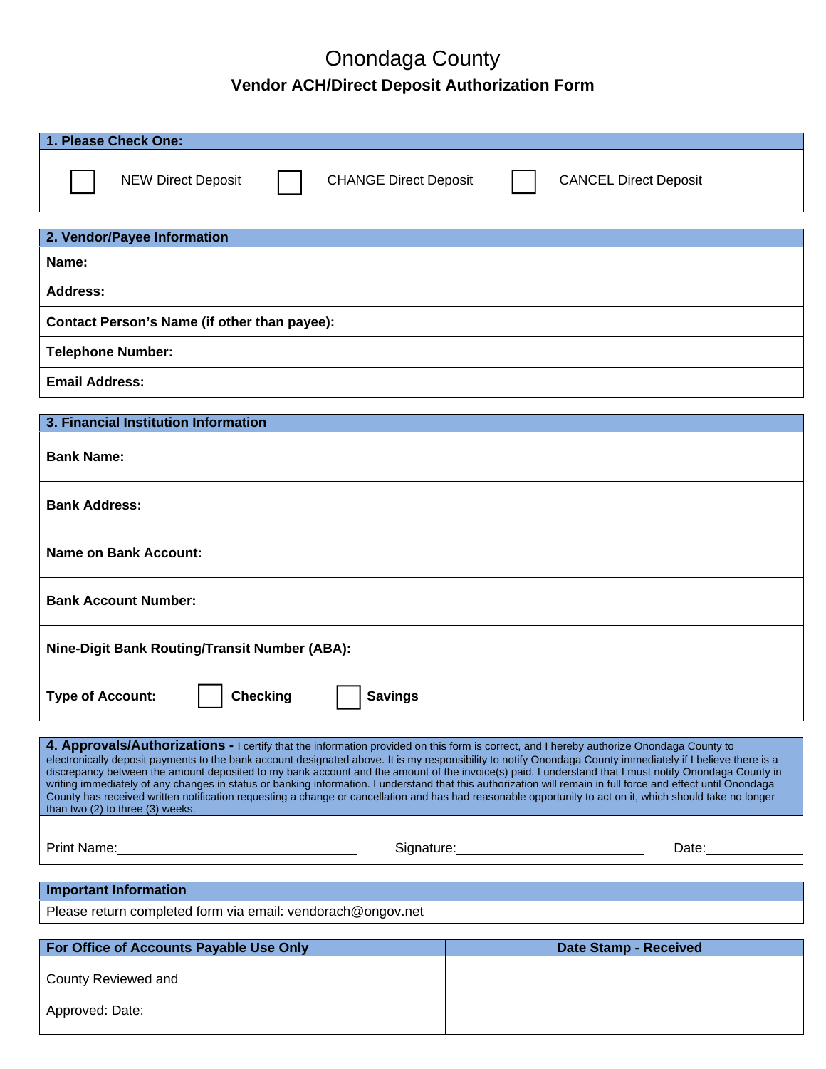# Onondaga County

## Vendor ACH/Direct Deposit Authorization Form

**1. Please Check One:**

☐ NEW Direct Deposit ☐ CHANGE Direct Deposit ☐ CANCEL Direct Deposit

**2. Vendor/Payee Information**

**Name:**

**Address:**

**Contact Person's Name (if other than payee):**

**Telephone Number:**

**Email Address:**

**3. Financial Institution Information**

**Bank Name:**

**Bank Address:**

**Name on Bank Account:**

**Bank Account Number:**

**Nine-Digit Bank Routing/Transit Number (ABA):**

**Type of Account:** ☐ **Checking** ☐ **Savings**

**4. Approvals/Authorizations -** I certify that the information provided on this form is correct, and I hereby authorize Onondaga County to electronically deposit payments to the bank account designated above. It is my responsibility to notify Onondaga County immediately if I believe there is a discrepancy between the amount deposited to my bank account and the amount of the invoice(s) paid. I understand that I must notify Onondaga County in writing immediately of any changes in status or banking information. I understand that this authorization will remain in full force and effect until Onondaga County has received written notification requesting a change or cancellation and has had reasonable opportunity to act on it, which should take no longer than two (2) to three (3) weeks.

Print Name:\_\_\_\_\_\_\_\_\_\_\_\_\_\_\_\_\_\_\_\_ Signature:\_\_\_\_\_\_\_\_\_\_\_\_\_\_\_\_\_\_\_\_ Date:\_\_\_\_\_\_\_\_\_\_

**Important Information**

Please return completed form via email: vendorach@ongov.net

| For Office of Accounts Payable Use Only | Date Stamp - Received |
|---|---|
| County Reviewed and<br><br>Approved: Date: | |